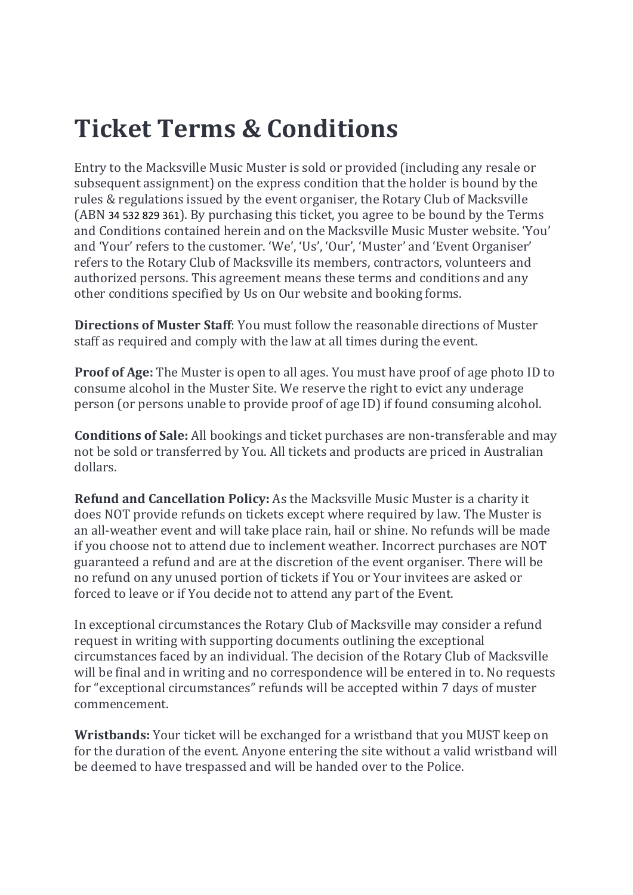# Ticket Terms & Conditions

Entry to the Macksville Music Muster is sold or provided (including any resale or subsequent assignment) on the express condition that the holder is bound by the rules & regulations issued by the event organiser, the Rotary Club of Macksville (ABN 34 532 829 361). By purchasing this ticket, you agree to be bound by the Terms and Conditions contained herein and on the Macksville Music Muster website. 'You' and 'Your' refers to the customer. 'We', 'Us', 'Our', 'Muster' and 'Event Organiser' refers to the Rotary Club of Macksville its members, contractors, volunteers and authorized persons. This agreement means these terms and conditions and any other conditions specified by Us on Our website and booking forms.

**Directions of Muster Staff**: You must follow the reasonable directions of Muster staff as required and comply with the law at all times during the event.

**Proof of Age:** The Muster is open to all ages. You must have proof of age photo ID to consume alcohol in the Muster Site. We reserve the right to evict any underage person (or persons unable to provide proof of age ID) if found consuming alcohol.

**Conditions of Sale:** All bookings and ticket purchases are non-transferable and may not be sold or transferred by You. All tickets and products are priced in Australian dollars.

**Refund and Cancellation Policy:** As the Macksville Music Muster is a charity it does NOT provide refunds on tickets except where required by law. The Muster is an all-weather event and will take place rain, hail or shine. No refunds will be made if you choose not to attend due to inclement weather. Incorrect purchases are NOT guaranteed a refund and are at the discretion of the event organiser. There will be no refund on any unused portion of tickets if You or Your invitees are asked or forced to leave or if You decide not to attend any part of the Event.

In exceptional circumstances the Rotary Club of Macksville may consider a refund request in writing with supporting documents outlining the exceptional circumstances faced by an individual. The decision of the Rotary Club of Macksville will be final and in writing and no correspondence will be entered in to. No requests for "exceptional circumstances" refunds will be accepted within 7 days of muster commencement.

**Wristbands:** Your ticket will be exchanged for a wristband that you MUST keep on for the duration of the event. Anyone entering the site without a valid wristband will be deemed to have trespassed and will be handed over to the Police.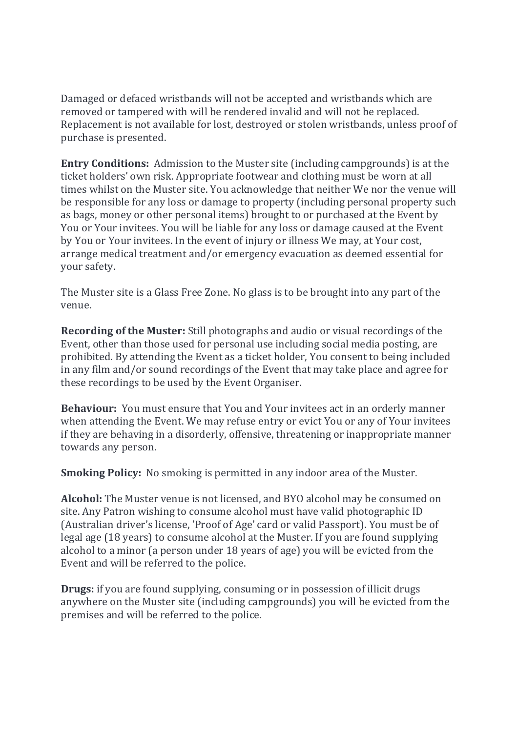Damaged or defaced wristbands will not be accepted and wristbands which are removed or tampered with will be rendered invalid and will not be replaced. Replacement is not available for lost, destroyed or stolen wristbands, unless proof of purchase is presented.

**Entry Conditions:** Admission to the Muster site (including campgrounds) is at the ticket holders' own risk. Appropriate footwear and clothing must be worn at all times whilst on the Muster site. You acknowledge that neither We nor the venue will be responsible for any loss or damage to property (including personal property such as bags, money or other personal items) brought to or purchased at the Event by You or Your invitees. You will be liable for any loss or damage caused at the Event by You or Your invitees. In the event of injury or illness We may, at Your cost, arrange medical treatment and/or emergency evacuation as deemed essential for your safety.

The Muster site is a Glass Free Zone. No glass is to be brought into any part of the venue.

**Recording of the Muster:** Still photographs and audio or visual recordings of the Event, other than those used for personal use including social media posting, are prohibited. By attending the Event as a ticket holder, You consent to being included in any film and/or sound recordings of the Event that may take place and agree for these recordings to be used by the Event Organiser.

**Behaviour:** You must ensure that You and Your invitees act in an orderly manner when attending the Event. We may refuse entry or evict You or any of Your invitees if they are behaving in a disorderly, offensive, threatening or inappropriate manner towards any person.

**Smoking Policy:** No smoking is permitted in any indoor area of the Muster.

**Alcohol:** The Muster venue is not licensed, and BYO alcohol may be consumed on site. Any Patron wishing to consume alcohol must have valid photographic ID (Australian driver's license, 'Proof of Age' card or valid Passport). You must be of legal age (18 years) to consume alcohol at the Muster. If you are found supplying alcohol to a minor (a person under 18 years of age) you will be evicted from the Event and will be referred to the police.

**Drugs:** if you are found supplying, consuming or in possession of illicit drugs anywhere on the Muster site (including campgrounds) you will be evicted from the premises and will be referred to the police.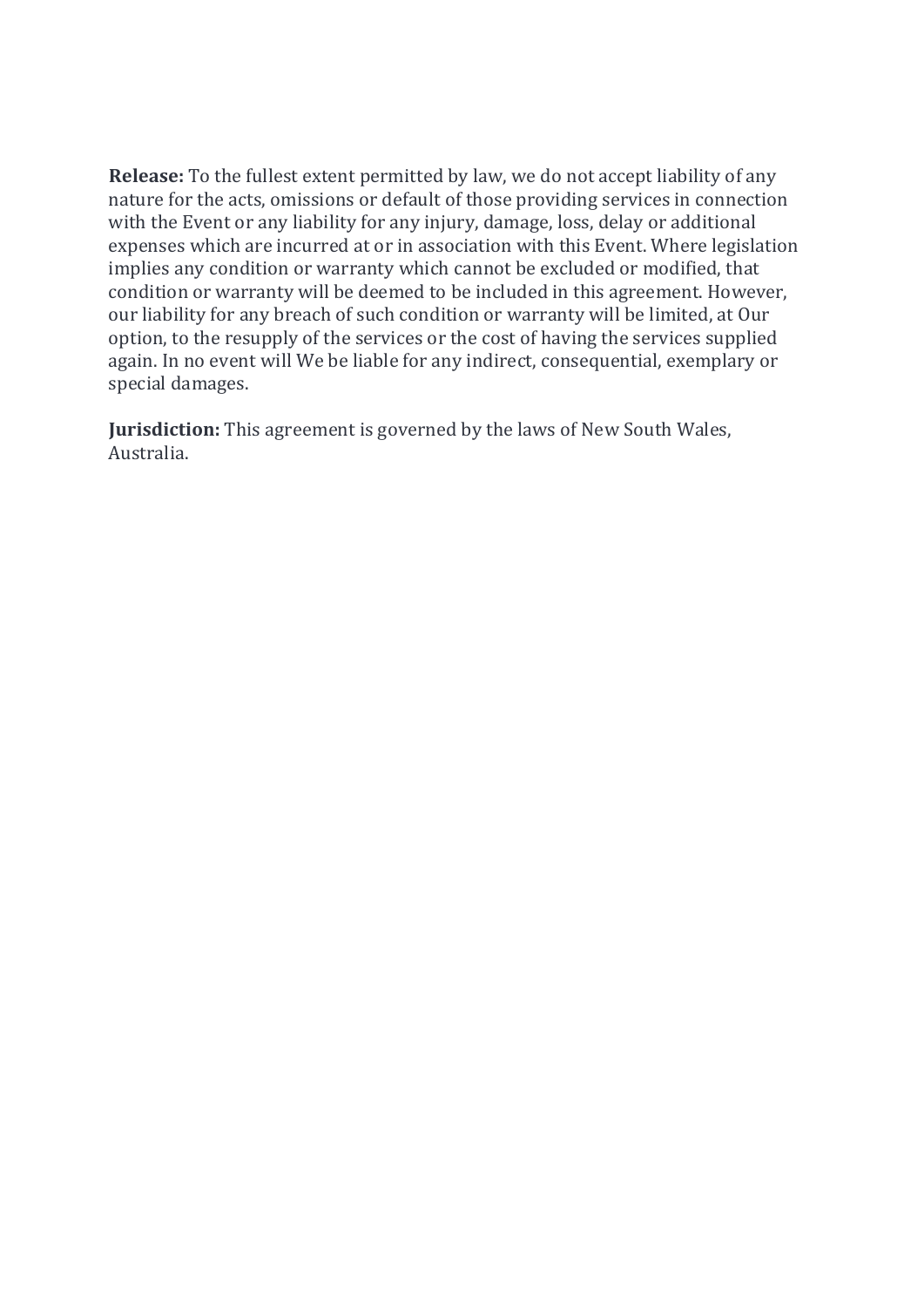**Release:** To the fullest extent permitted by law, we do not accept liability of any nature for the acts, omissions or default of those providing services in connection with the Event or any liability for any injury, damage, loss, delay or additional expenses which are incurred at or in association with this Event. Where legislation implies any condition or warranty which cannot be excluded or modified, that condition or warranty will be deemed to be included in this agreement. However, our liability for any breach of such condition or warranty will be limited, at Our option, to the resupply of the services or the cost of having the services supplied again. In no event will We be liable for any indirect, consequential, exemplary or special damages.

**Jurisdiction:** This agreement is governed by the laws of New South Wales, Australia.